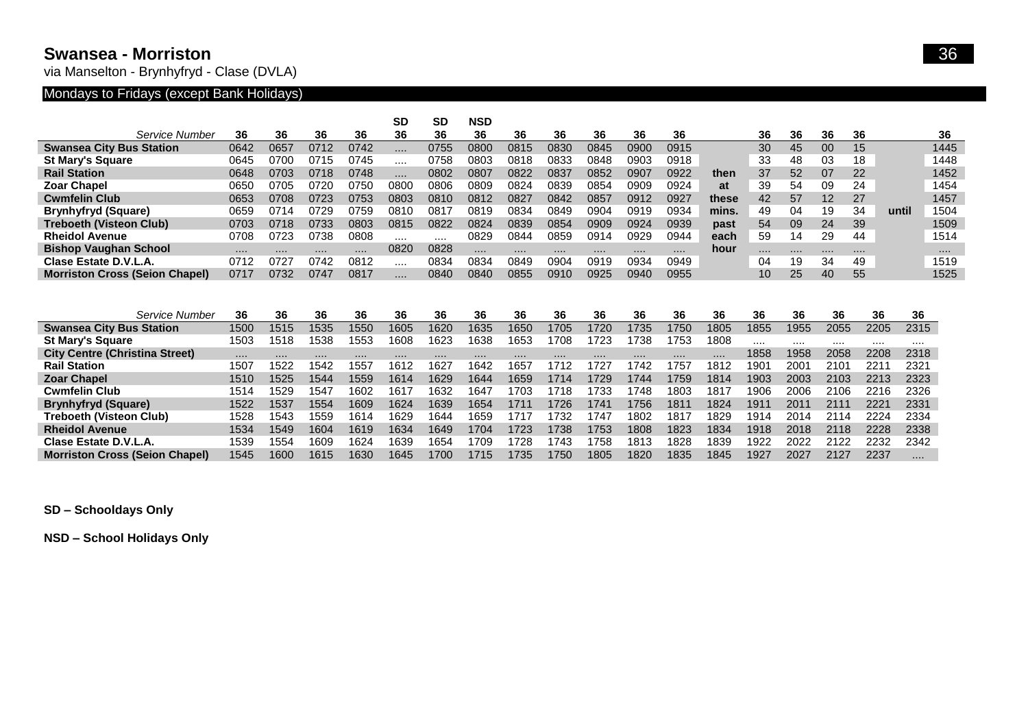# Swansea - Morriston

via Manselton - Brynhyfryd - Clase (DVLA)

## Mondays to Fridays (except Bank Holidays)

| | | | | | SD | SD | NSD | | | | | | | | | | | | |
|---|---|---|---|---|---|---|---|---|---|---|---|---|---|---|---|---|---|---|---|
| *Service Number* | 36 | 36 | 36 | 36 | 36 | 36 | 36 | 36 | 36 | 36 | 36 | 36 | | 36 | 36 | 36 | 36 | | 36 |
| **Swansea City Bus Station** | 0642 | 0657 | 0712 | 0742 | .... | 0755 | 0800 | 0815 | 0830 | 0845 | 0900 | 0915 | | 30 | 45 | 00 | 15 | | 1445 |
| **St Mary's Square** | 0645 | 0700 | 0715 | 0745 | .... | 0758 | 0803 | 0818 | 0833 | 0848 | 0903 | 0918 | | 33 | 48 | 03 | 18 | | 1448 |
| **Rail Station** | 0648 | 0703 | 0718 | 0748 | .... | 0802 | 0807 | 0822 | 0837 | 0852 | 0907 | 0922 | **then** | 37 | 52 | 07 | 22 | | 1452 |
| **Zoar Chapel** | 0650 | 0705 | 0720 | 0750 | 0800 | 0806 | 0809 | 0824 | 0839 | 0854 | 0909 | 0924 | **at** | 39 | 54 | 09 | 24 | | 1454 |
| **Cwmfelin Club** | 0653 | 0708 | 0723 | 0753 | 0803 | 0810 | 0812 | 0827 | 0842 | 0857 | 0912 | 0927 | **these** | 42 | 57 | 12 | 27 | | 1457 |
| **Brynhyfryd (Square)** | 0659 | 0714 | 0729 | 0759 | 0810 | 0817 | 0819 | 0834 | 0849 | 0904 | 0919 | 0934 | **mins.** | 49 | 04 | 19 | 34 | **until** | 1504 |
| **Treboeth (Visteon Club)** | 0703 | 0718 | 0733 | 0803 | 0815 | 0822 | 0824 | 0839 | 0854 | 0909 | 0924 | 0939 | **past** | 54 | 09 | 24 | 39 | | 1509 |
| **Rheidol Avenue** | 0708 | 0723 | 0738 | 0808 | .... | .... | 0829 | 0844 | 0859 | 0914 | 0929 | 0944 | **each** | 59 | 14 | 29 | 44 | | 1514 |
| **Bishop Vaughan School** | .... | .... | .... | .... | 0820 | 0828 | .... | .... | .... | .... | .... | .... | **hour** | .... | .... | .... | .... | | .... |
| **Clase Estate D.V.L.A.** | 0712 | 0727 | 0742 | 0812 | .... | 0834 | 0834 | 0849 | 0904 | 0919 | 0934 | 0949 | | 04 | 19 | 34 | 49 | | 1519 |
| **Morriston Cross (Seion Chapel)** | 0717 | 0732 | 0747 | 0817 | .... | 0840 | 0840 | 0855 | 0910 | 0925 | 0940 | 0955 | | 10 | 25 | 40 | 55 | | 1525 |

| *Service Number* | 36 | 36 | 36 | 36 | 36 | 36 | 36 | 36 | 36 | 36 | 36 | 36 | 36 | 36 | 36 | 36 | 36 | 36 |
|---|---|---|---|---|---|---|---|---|---|---|---|---|---|---|---|---|---|---|
| **Swansea City Bus Station** | 1500 | 1515 | 1535 | 1550 | 1605 | 1620 | 1635 | 1650 | 1705 | 1720 | 1735 | 1750 | 1805 | 1855 | 1955 | 2055 | 2205 | 2315 |
| **St Mary's Square** | 1503 | 1518 | 1538 | 1553 | 1608 | 1623 | 1638 | 1653 | 1708 | 1723 | 1738 | 1753 | 1808 | .... | .... | .... | .... | .... |
| **City Centre (Christina Street)** | .... | .... | .... | .... | .... | .... | .... | .... | .... | .... | .... | .... | .... | 1858 | 1958 | 2058 | 2208 | 2318 |
| **Rail Station** | 1507 | 1522 | 1542 | 1557 | 1612 | 1627 | 1642 | 1657 | 1712 | 1727 | 1742 | 1757 | 1812 | 1901 | 2001 | 2101 | 2211 | 2321 |
| **Zoar Chapel** | 1510 | 1525 | 1544 | 1559 | 1614 | 1629 | 1644 | 1659 | 1714 | 1729 | 1744 | 1759 | 1814 | 1903 | 2003 | 2103 | 2213 | 2323 |
| **Cwmfelin Club** | 1514 | 1529 | 1547 | 1602 | 1617 | 1632 | 1647 | 1703 | 1718 | 1733 | 1748 | 1803 | 1817 | 1906 | 2006 | 2106 | 2216 | 2326 |
| **Brynhyfryd (Square)** | 1522 | 1537 | 1554 | 1609 | 1624 | 1639 | 1654 | 1711 | 1726 | 1741 | 1756 | 1811 | 1824 | 1911 | 2011 | 2111 | 2221 | 2331 |
| **Treboeth (Visteon Club)** | 1528 | 1543 | 1559 | 1614 | 1629 | 1644 | 1659 | 1717 | 1732 | 1747 | 1802 | 1817 | 1829 | 1914 | 2014 | 2114 | 2224 | 2334 |
| **Rheidol Avenue** | 1534 | 1549 | 1604 | 1619 | 1634 | 1649 | 1704 | 1723 | 1738 | 1753 | 1808 | 1823 | 1834 | 1918 | 2018 | 2118 | 2228 | 2338 |
| **Clase Estate D.V.L.A.** | 1539 | 1554 | 1609 | 1624 | 1639 | 1654 | 1709 | 1728 | 1743 | 1758 | 1813 | 1828 | 1839 | 1922 | 2022 | 2122 | 2232 | 2342 |
| **Morriston Cross (Seion Chapel)** | 1545 | 1600 | 1615 | 1630 | 1645 | 1700 | 1715 | 1735 | 1750 | 1805 | 1820 | 1835 | 1845 | 1927 | 2027 | 2127 | 2237 | .... |

**SD – Schooldays Only**

**NSD – School Holidays Only**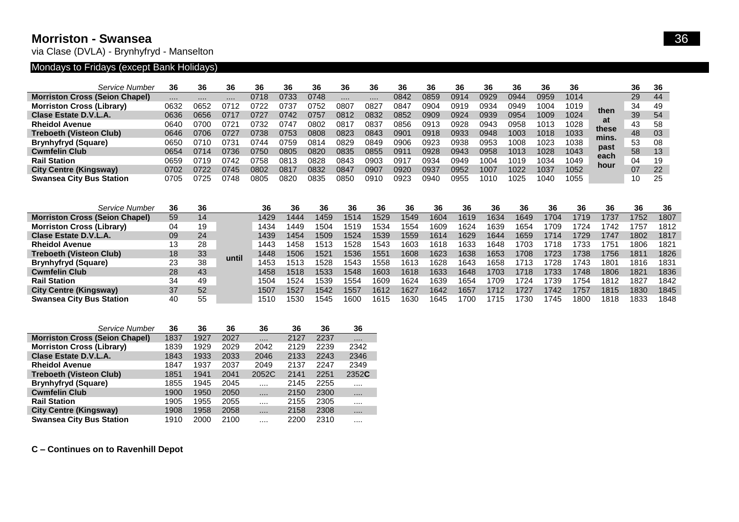# Morriston - Swansea

via Clase (DVLA) - Brynhyfryd - Manselton

36

## Mondays to Fridays (except Bank Holidays)

| Service Number | 36 | 36 | 36 | 36 | 36 | 36 | 36 | 36 | 36 | 36 | 36 | 36 | 36 | 36 | 36 | | 36 | 36 |
|---|---|---|---|---|---|---|---|---|---|---|---|---|---|---|---|---|---|---|
| **Morriston Cross (Seion Chapel)** | .... | .... | .... | 0718 | 0733 | 0748 | .... | .... | 0842 | 0859 | 0914 | 0929 | 0944 | 0959 | 1014 | then at these mins. past each hour | 29 | 44 |
| **Morriston Cross (Library)** | 0632 | 0652 | 0712 | 0722 | 0737 | 0752 | 0807 | 0827 | 0847 | 0904 | 0919 | 0934 | 0949 | 1004 | 1019 | | 34 | 49 |
| **Clase Estate D.V.L.A.** | 0636 | 0656 | 0717 | 0727 | 0742 | 0757 | 0812 | 0832 | 0852 | 0909 | 0924 | 0939 | 0954 | 1009 | 1024 | | 39 | 54 |
| **Rheidol Avenue** | 0640 | 0700 | 0721 | 0732 | 0747 | 0802 | 0817 | 0837 | 0856 | 0913 | 0928 | 0943 | 0958 | 1013 | 1028 | | 43 | 58 |
| **Treboeth (Visteon Club)** | 0646 | 0706 | 0727 | 0738 | 0753 | 0808 | 0823 | 0843 | 0901 | 0918 | 0933 | 0948 | 1003 | 1018 | 1033 | | 48 | 03 |
| **Brynhyfryd (Square)** | 0650 | 0710 | 0731 | 0744 | 0759 | 0814 | 0829 | 0849 | 0906 | 0923 | 0938 | 0953 | 1008 | 1023 | 1038 | | 53 | 08 |
| **Cwmfelin Club** | 0654 | 0714 | 0736 | 0750 | 0805 | 0820 | 0835 | 0855 | 0911 | 0928 | 0943 | 0958 | 1013 | 1028 | 1043 | | 58 | 13 |
| **Rail Station** | 0659 | 0719 | 0742 | 0758 | 0813 | 0828 | 0843 | 0903 | 0917 | 0934 | 0949 | 1004 | 1019 | 1034 | 1049 | | 04 | 19 |
| **City Centre (Kingsway)** | 0702 | 0722 | 0745 | 0802 | 0817 | 0832 | 0847 | 0907 | 0920 | 0937 | 0952 | 1007 | 1022 | 1037 | 1052 | | 07 | 22 |
| **Swansea City Bus Station** | 0705 | 0725 | 0748 | 0805 | 0820 | 0835 | 0850 | 0910 | 0923 | 0940 | 0955 | 1010 | 1025 | 1040 | 1055 | | 10 | 25 |

| Service Number | 36 | 36 | | 36 | 36 | 36 | 36 | 36 | 36 | 36 | 36 | 36 | 36 | 36 | 36 | 36 | 36 | 36 |
|---|---|---|---|---|---|---|---|---|---|---|---|---|---|---|---|---|---|---|
| **Morriston Cross (Seion Chapel)** | 59 | 14 | until | 1429 | 1444 | 1459 | 1514 | 1529 | 1549 | 1604 | 1619 | 1634 | 1649 | 1704 | 1719 | 1737 | 1752 | 1807 |
| **Morriston Cross (Library)** | 04 | 19 | | 1434 | 1449 | 1504 | 1519 | 1534 | 1554 | 1609 | 1624 | 1639 | 1654 | 1709 | 1724 | 1742 | 1757 | 1812 |
| **Clase Estate D.V.L.A.** | 09 | 24 | | 1439 | 1454 | 1509 | 1524 | 1539 | 1559 | 1614 | 1629 | 1644 | 1659 | 1714 | 1729 | 1747 | 1802 | 1817 |
| **Rheidol Avenue** | 13 | 28 | | 1443 | 1458 | 1513 | 1528 | 1543 | 1603 | 1618 | 1633 | 1648 | 1703 | 1718 | 1733 | 1751 | 1806 | 1821 |
| **Treboeth (Visteon Club)** | 18 | 33 | | 1448 | 1506 | 1521 | 1536 | 1551 | 1608 | 1623 | 1638 | 1653 | 1708 | 1723 | 1738 | 1756 | 1811 | 1826 |
| **Brynhyfryd (Square)** | 23 | 38 | | 1453 | 1513 | 1528 | 1543 | 1558 | 1613 | 1628 | 1643 | 1658 | 1713 | 1728 | 1743 | 1801 | 1816 | 1831 |
| **Cwmfelin Club** | 28 | 43 | | 1458 | 1518 | 1533 | 1548 | 1603 | 1618 | 1633 | 1648 | 1703 | 1718 | 1733 | 1748 | 1806 | 1821 | 1836 |
| **Rail Station** | 34 | 49 | | 1504 | 1524 | 1539 | 1554 | 1609 | 1624 | 1639 | 1654 | 1709 | 1724 | 1739 | 1754 | 1812 | 1827 | 1842 |
| **City Centre (Kingsway)** | 37 | 52 | | 1507 | 1527 | 1542 | 1557 | 1612 | 1627 | 1642 | 1657 | 1712 | 1727 | 1742 | 1757 | 1815 | 1830 | 1845 |
| **Swansea City Bus Station** | 40 | 55 | | 1510 | 1530 | 1545 | 1600 | 1615 | 1630 | 1645 | 1700 | 1715 | 1730 | 1745 | 1800 | 1818 | 1833 | 1848 |

| Service Number | 36 | 36 | 36 | 36 | 36 | 36 | 36 |
|---|---|---|---|---|---|---|---|
| **Morriston Cross (Seion Chapel)** | 1837 | 1927 | 2027 | .... | 2127 | 2237 | .... |
| **Morriston Cross (Library)** | 1839 | 1929 | 2029 | 2042 | 2129 | 2239 | 2342 |
| **Clase Estate D.V.L.A.** | 1843 | 1933 | 2033 | 2046 | 2133 | 2243 | 2346 |
| **Rheidol Avenue** | 1847 | 1937 | 2037 | 2049 | 2137 | 2247 | 2349 |
| **Treboeth (Visteon Club)** | 1851 | 1941 | 2041 | 2052C | 2141 | 2251 | 2352**C** |
| **Brynhyfryd (Square)** | 1855 | 1945 | 2045 | .... | 2145 | 2255 | .... |
| **Cwmfelin Club** | 1900 | 1950 | 2050 | .... | 2150 | 2300 | .... |
| **Rail Station** | 1905 | 1955 | 2055 | .... | 2155 | 2305 | .... |
| **City Centre (Kingsway)** | 1908 | 1958 | 2058 | .... | 2158 | 2308 | .... |
| **Swansea City Bus Station** | 1910 | 2000 | 2100 | .... | 2200 | 2310 | .... |

**C – Continues on to Ravenhill Depot**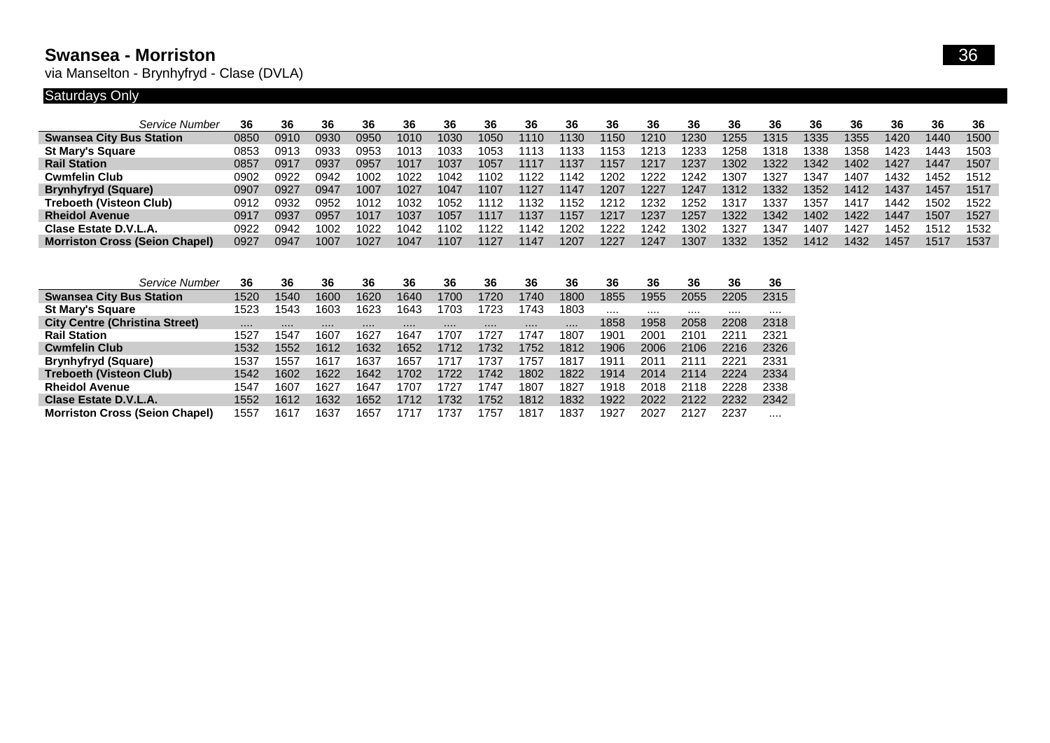# Swansea - Morriston

via Manselton - Brynhyfryd - Clase (DVLA)

36

## Saturdays Only

| Service Number | 36 | 36 | 36 | 36 | 36 | 36 | 36 | 36 | 36 | 36 | 36 | 36 | 36 | 36 | 36 | 36 | 36 | 36 | 36 |
|---|---|---|---|---|---|---|---|---|---|---|---|---|---|---|---|---|---|---|---|
| **Swansea City Bus Station** | 0850 | 0910 | 0930 | 0950 | 1010 | 1030 | 1050 | 1110 | 1130 | 1150 | 1210 | 1230 | 1255 | 1315 | 1335 | 1355 | 1420 | 1440 | 1500 |
| **St Mary's Square** | 0853 | 0913 | 0933 | 0953 | 1013 | 1033 | 1053 | 1113 | 1133 | 1153 | 1213 | 1233 | 1258 | 1318 | 1338 | 1358 | 1423 | 1443 | 1503 |
| **Rail Station** | 0857 | 0917 | 0937 | 0957 | 1017 | 1037 | 1057 | 1117 | 1137 | 1157 | 1217 | 1237 | 1302 | 1322 | 1342 | 1402 | 1427 | 1447 | 1507 |
| **Cwmfelin Club** | 0902 | 0922 | 0942 | 1002 | 1022 | 1042 | 1102 | 1122 | 1142 | 1202 | 1222 | 1242 | 1307 | 1327 | 1347 | 1407 | 1432 | 1452 | 1512 |
| **Brynhyfryd (Square)** | 0907 | 0927 | 0947 | 1007 | 1027 | 1047 | 1107 | 1127 | 1147 | 1207 | 1227 | 1247 | 1312 | 1332 | 1352 | 1412 | 1437 | 1457 | 1517 |
| **Treboeth (Visteon Club)** | 0912 | 0932 | 0952 | 1012 | 1032 | 1052 | 1112 | 1132 | 1152 | 1212 | 1232 | 1252 | 1317 | 1337 | 1357 | 1417 | 1442 | 1502 | 1522 |
| **Rheidol Avenue** | 0917 | 0937 | 0957 | 1017 | 1037 | 1057 | 1117 | 1137 | 1157 | 1217 | 1237 | 1257 | 1322 | 1342 | 1402 | 1422 | 1447 | 1507 | 1527 |
| **Clase Estate D.V.L.A.** | 0922 | 0942 | 1002 | 1022 | 1042 | 1102 | 1122 | 1142 | 1202 | 1222 | 1242 | 1302 | 1327 | 1347 | 1407 | 1427 | 1452 | 1512 | 1532 |
| **Morriston Cross (Seion Chapel)** | 0927 | 0947 | 1007 | 1027 | 1047 | 1107 | 1127 | 1147 | 1207 | 1227 | 1247 | 1307 | 1332 | 1352 | 1412 | 1432 | 1457 | 1517 | 1537 |

| Service Number | 36 | 36 | 36 | 36 | 36 | 36 | 36 | 36 | 36 | 36 | 36 | 36 | 36 | 36 |
|---|---|---|---|---|---|---|---|---|---|---|---|---|---|---|
| **Swansea City Bus Station** | 1520 | 1540 | 1600 | 1620 | 1640 | 1700 | 1720 | 1740 | 1800 | 1855 | 1955 | 2055 | 2205 | 2315 |
| **St Mary's Square** | 1523 | 1543 | 1603 | 1623 | 1643 | 1703 | 1723 | 1743 | 1803 | .... | .... | .... | .... | .... |
| **City Centre (Christina Street)** | .... | .... | .... | .... | .... | .... | .... | .... | .... | 1858 | 1958 | 2058 | 2208 | 2318 |
| **Rail Station** | 1527 | 1547 | 1607 | 1627 | 1647 | 1707 | 1727 | 1747 | 1807 | 1901 | 2001 | 2101 | 2211 | 2321 |
| **Cwmfelin Club** | 1532 | 1552 | 1612 | 1632 | 1652 | 1712 | 1732 | 1752 | 1812 | 1906 | 2006 | 2106 | 2216 | 2326 |
| **Brynhyfryd (Square)** | 1537 | 1557 | 1617 | 1637 | 1657 | 1717 | 1737 | 1757 | 1817 | 1911 | 2011 | 2111 | 2221 | 2331 |
| **Treboeth (Visteon Club)** | 1542 | 1602 | 1622 | 1642 | 1702 | 1722 | 1742 | 1802 | 1822 | 1914 | 2014 | 2114 | 2224 | 2334 |
| **Rheidol Avenue** | 1547 | 1607 | 1627 | 1647 | 1707 | 1727 | 1747 | 1807 | 1827 | 1918 | 2018 | 2118 | 2228 | 2338 |
| **Clase Estate D.V.L.A.** | 1552 | 1612 | 1632 | 1652 | 1712 | 1732 | 1752 | 1812 | 1832 | 1922 | 2022 | 2122 | 2232 | 2342 |
| **Morriston Cross (Seion Chapel)** | 1557 | 1617 | 1637 | 1657 | 1717 | 1737 | 1757 | 1817 | 1837 | 1927 | 2027 | 2127 | 2237 | .... |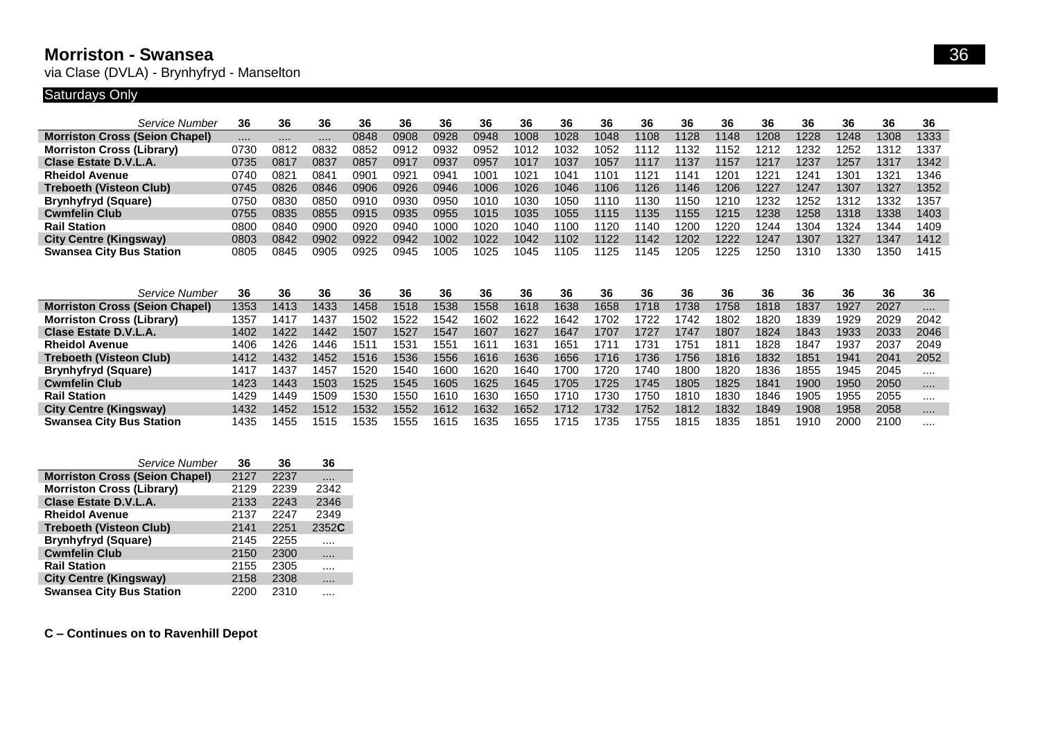# Morriston - Swansea

via Clase (DVLA) - Brynhyfryd - Manselton

36

## Saturdays Only

| Service Number | 36 | 36 | 36 | 36 | 36 | 36 | 36 | 36 | 36 | 36 | 36 | 36 | 36 | 36 | 36 | 36 | 36 | 36 |
|---|---|---|---|---|---|---|---|---|---|---|---|---|---|---|---|---|---|---|
| **Morriston Cross (Seion Chapel)** | .... | .... | .... | 0848 | 0908 | 0928 | 0948 | 1008 | 1028 | 1048 | 1108 | 1128 | 1148 | 1208 | 1228 | 1248 | 1308 | 1333 |
| **Morriston Cross (Library)** | 0730 | 0812 | 0832 | 0852 | 0912 | 0932 | 0952 | 1012 | 1032 | 1052 | 1112 | 1132 | 1152 | 1212 | 1232 | 1252 | 1312 | 1337 |
| **Clase Estate D.V.L.A.** | 0735 | 0817 | 0837 | 0857 | 0917 | 0937 | 0957 | 1017 | 1037 | 1057 | 1117 | 1137 | 1157 | 1217 | 1237 | 1257 | 1317 | 1342 |
| **Rheidol Avenue** | 0740 | 0821 | 0841 | 0901 | 0921 | 0941 | 1001 | 1021 | 1041 | 1101 | 1121 | 1141 | 1201 | 1221 | 1241 | 1301 | 1321 | 1346 |
| **Treboeth (Visteon Club)** | 0745 | 0826 | 0846 | 0906 | 0926 | 0946 | 1006 | 1026 | 1046 | 1106 | 1126 | 1146 | 1206 | 1227 | 1247 | 1307 | 1327 | 1352 |
| **Brynhyfryd (Square)** | 0750 | 0830 | 0850 | 0910 | 0930 | 0950 | 1010 | 1030 | 1050 | 1110 | 1130 | 1150 | 1210 | 1232 | 1252 | 1312 | 1332 | 1357 |
| **Cwmfelin Club** | 0755 | 0835 | 0855 | 0915 | 0935 | 0955 | 1015 | 1035 | 1055 | 1115 | 1135 | 1155 | 1215 | 1238 | 1258 | 1318 | 1338 | 1403 |
| **Rail Station** | 0800 | 0840 | 0900 | 0920 | 0940 | 1000 | 1020 | 1040 | 1100 | 1120 | 1140 | 1200 | 1220 | 1244 | 1304 | 1324 | 1344 | 1409 |
| **City Centre (Kingsway)** | 0803 | 0842 | 0902 | 0922 | 0942 | 1002 | 1022 | 1042 | 1102 | 1122 | 1142 | 1202 | 1222 | 1247 | 1307 | 1327 | 1347 | 1412 |
| **Swansea City Bus Station** | 0805 | 0845 | 0905 | 0925 | 0945 | 1005 | 1025 | 1045 | 1105 | 1125 | 1145 | 1205 | 1225 | 1250 | 1310 | 1330 | 1350 | 1415 |

| Service Number | 36 | 36 | 36 | 36 | 36 | 36 | 36 | 36 | 36 | 36 | 36 | 36 | 36 | 36 | 36 | 36 | 36 | 36 |
|---|---|---|---|---|---|---|---|---|---|---|---|---|---|---|---|---|---|---|
| **Morriston Cross (Seion Chapel)** | 1353 | 1413 | 1433 | 1458 | 1518 | 1538 | 1558 | 1618 | 1638 | 1658 | 1718 | 1738 | 1758 | 1818 | 1837 | 1927 | 2027 | .... |
| **Morriston Cross (Library)** | 1357 | 1417 | 1437 | 1502 | 1522 | 1542 | 1602 | 1622 | 1642 | 1702 | 1722 | 1742 | 1802 | 1820 | 1839 | 1929 | 2029 | 2042 |
| **Clase Estate D.V.L.A.** | 1402 | 1422 | 1442 | 1507 | 1527 | 1547 | 1607 | 1627 | 1647 | 1707 | 1727 | 1747 | 1807 | 1824 | 1843 | 1933 | 2033 | 2046 |
| **Rheidol Avenue** | 1406 | 1426 | 1446 | 1511 | 1531 | 1551 | 1611 | 1631 | 1651 | 1711 | 1731 | 1751 | 1811 | 1828 | 1847 | 1937 | 2037 | 2049 |
| **Treboeth (Visteon Club)** | 1412 | 1432 | 1452 | 1516 | 1536 | 1556 | 1616 | 1636 | 1656 | 1716 | 1736 | 1756 | 1816 | 1832 | 1851 | 1941 | 2041 | 2052 |
| **Brynhyfryd (Square)** | 1417 | 1437 | 1457 | 1520 | 1540 | 1600 | 1620 | 1640 | 1700 | 1720 | 1740 | 1800 | 1820 | 1836 | 1855 | 1945 | 2045 | .... |
| **Cwmfelin Club** | 1423 | 1443 | 1503 | 1525 | 1545 | 1605 | 1625 | 1645 | 1705 | 1725 | 1745 | 1805 | 1825 | 1841 | 1900 | 1950 | 2050 | .... |
| **Rail Station** | 1429 | 1449 | 1509 | 1530 | 1550 | 1610 | 1630 | 1650 | 1710 | 1730 | 1750 | 1810 | 1830 | 1846 | 1905 | 1955 | 2055 | .... |
| **City Centre (Kingsway)** | 1432 | 1452 | 1512 | 1532 | 1552 | 1612 | 1632 | 1652 | 1712 | 1732 | 1752 | 1812 | 1832 | 1849 | 1908 | 1958 | 2058 | .... |
| **Swansea City Bus Station** | 1435 | 1455 | 1515 | 1535 | 1555 | 1615 | 1635 | 1655 | 1715 | 1735 | 1755 | 1815 | 1835 | 1851 | 1910 | 2000 | 2100 | .... |

| Service Number | 36 | 36 | 36 |
|---|---|---|---|
| **Morriston Cross (Seion Chapel)** | 2127 | 2237 | .... |
| **Morriston Cross (Library)** | 2129 | 2239 | 2342 |
| **Clase Estate D.V.L.A.** | 2133 | 2243 | 2346 |
| **Rheidol Avenue** | 2137 | 2247 | 2349 |
| **Treboeth (Visteon Club)** | 2141 | 2251 | 2352**C** |
| **Brynhyfryd (Square)** | 2145 | 2255 | .... |
| **Cwmfelin Club** | 2150 | 2300 | .... |
| **Rail Station** | 2155 | 2305 | .... |
| **City Centre (Kingsway)** | 2158 | 2308 | .... |
| **Swansea City Bus Station** | 2200 | 2310 | .... |

**C – Continues on to Ravenhill Depot**